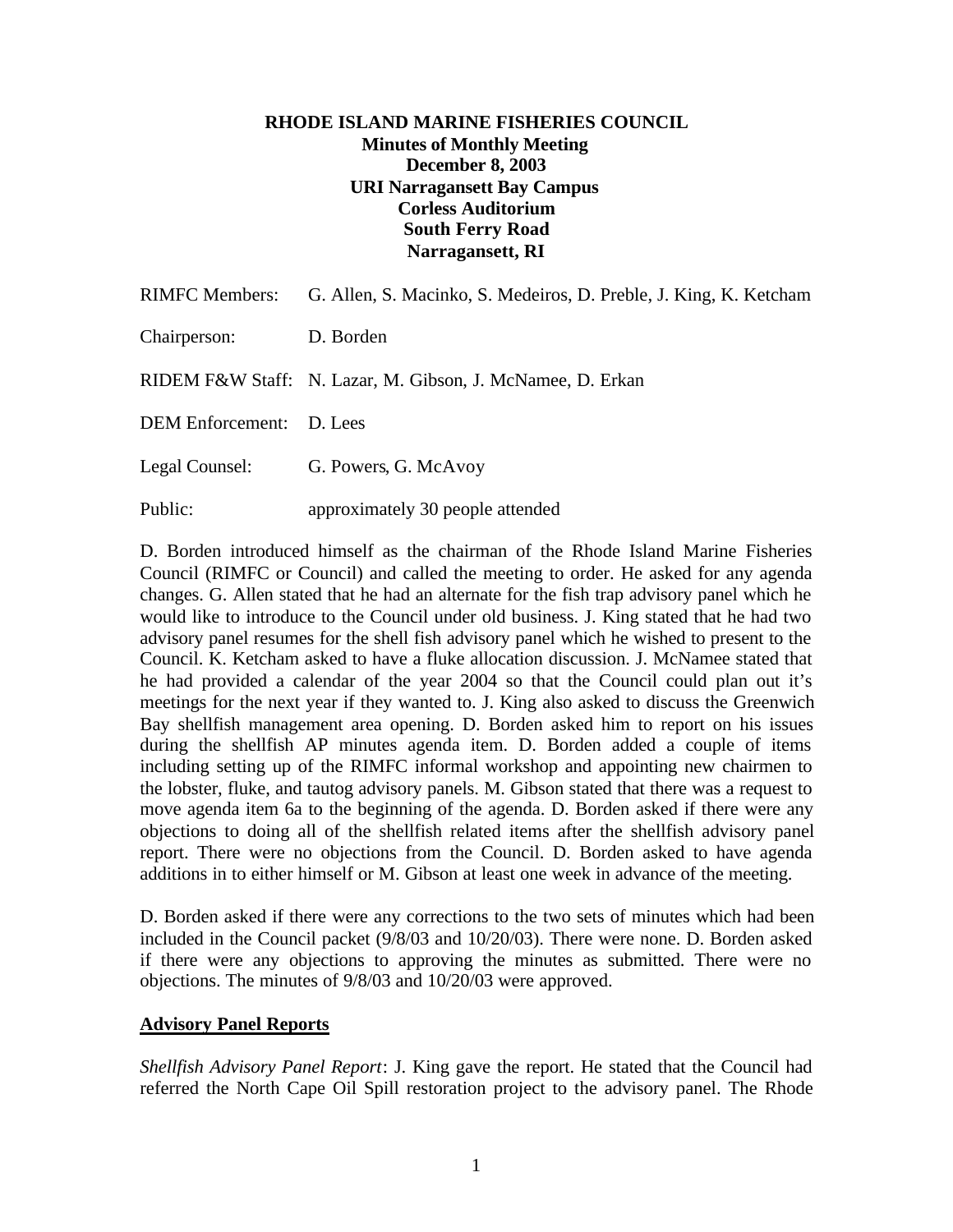**RHODE ISLAND MARINE FISHERIES COUNCIL**
**Minutes of Monthly Meeting**
**December 8, 2003**
**URI Narragansett Bay Campus**
**Corless Auditorium**
**South Ferry Road**
**Narragansett, RI**

RIMFC Members: G. Allen, S. Macinko, S. Medeiros, D. Preble, J. King, K. Ketcham

Chairperson: D. Borden

RIDEM F&W Staff: N. Lazar, M. Gibson, J. McNamee, D. Erkan

DEM Enforcement: D. Lees

Legal Counsel: G. Powers, G. McAvoy

Public: approximately 30 people attended

D. Borden introduced himself as the chairman of the Rhode Island Marine Fisheries Council (RIMFC or Council) and called the meeting to order. He asked for any agenda changes. G. Allen stated that he had an alternate for the fish trap advisory panel which he would like to introduce to the Council under old business. J. King stated that he had two advisory panel resumes for the shell fish advisory panel which he wished to present to the Council. K. Ketcham asked to have a fluke allocation discussion. J. McNamee stated that he had provided a calendar of the year 2004 so that the Council could plan out it's meetings for the next year if they wanted to. J. King also asked to discuss the Greenwich Bay shellfish management area opening. D. Borden asked him to report on his issues during the shellfish AP minutes agenda item. D. Borden added a couple of items including setting up of the RIMFC informal workshop and appointing new chairmen to the lobster, fluke, and tautog advisory panels. M. Gibson stated that there was a request to move agenda item 6a to the beginning of the agenda. D. Borden asked if there were any objections to doing all of the shellfish related items after the shellfish advisory panel report. There were no objections from the Council. D. Borden asked to have agenda additions in to either himself or M. Gibson at least one week in advance of the meeting.

D. Borden asked if there were any corrections to the two sets of minutes which had been included in the Council packet (9/8/03 and 10/20/03). There were none. D. Borden asked if there were any objections to approving the minutes as submitted. There were no objections. The minutes of 9/8/03 and 10/20/03 were approved.

## Advisory Panel Reports

*Shellfish Advisory Panel Report*: J. King gave the report. He stated that the Council had referred the North Cape Oil Spill restoration project to the advisory panel. The Rhode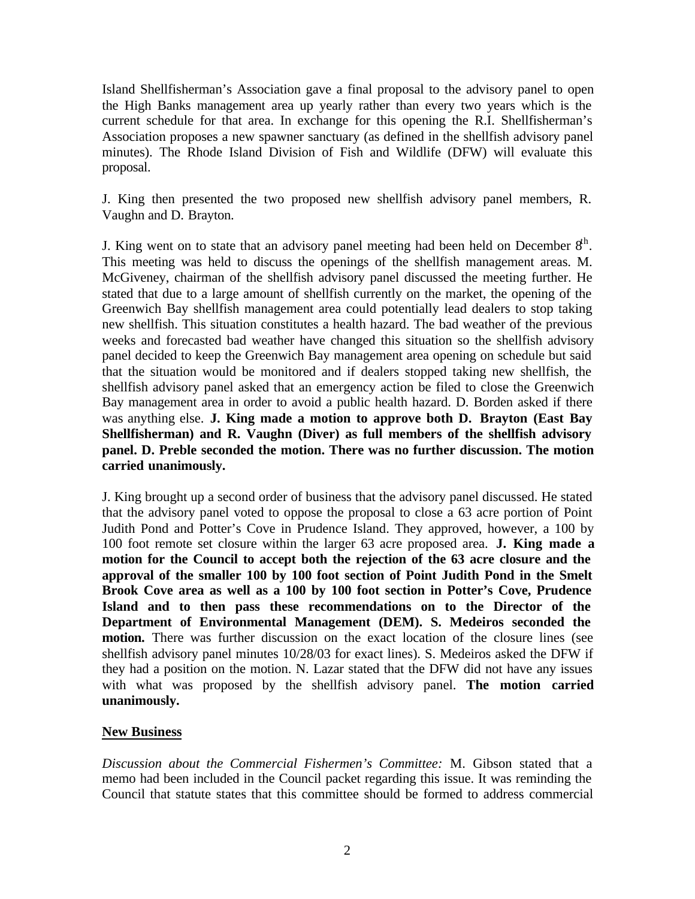Island Shellfisherman's Association gave a final proposal to the advisory panel to open the High Banks management area up yearly rather than every two years which is the current schedule for that area. In exchange for this opening the R.I. Shellfisherman's Association proposes a new spawner sanctuary (as defined in the shellfish advisory panel minutes). The Rhode Island Division of Fish and Wildlife (DFW) will evaluate this proposal.

J. King then presented the two proposed new shellfish advisory panel members, R. Vaughn and D. Brayton.

J. King went on to state that an advisory panel meeting had been held on December 8th. This meeting was held to discuss the openings of the shellfish management areas. M. McGiveney, chairman of the shellfish advisory panel discussed the meeting further. He stated that due to a large amount of shellfish currently on the market, the opening of the Greenwich Bay shellfish management area could potentially lead dealers to stop taking new shellfish. This situation constitutes a health hazard. The bad weather of the previous weeks and forecasted bad weather have changed this situation so the shellfish advisory panel decided to keep the Greenwich Bay management area opening on schedule but said that the situation would be monitored and if dealers stopped taking new shellfish, the shellfish advisory panel asked that an emergency action be filed to close the Greenwich Bay management area in order to avoid a public health hazard. D. Borden asked if there was anything else. **J. King made a motion to approve both D. Brayton (East Bay Shellfisherman) and R. Vaughn (Diver) as full members of the shellfish advisory panel. D. Preble seconded the motion. There was no further discussion. The motion carried unanimously.**

J. King brought up a second order of business that the advisory panel discussed. He stated that the advisory panel voted to oppose the proposal to close a 63 acre portion of Point Judith Pond and Potter's Cove in Prudence Island. They approved, however, a 100 by 100 foot remote set closure within the larger 63 acre proposed area. **J. King made a motion for the Council to accept both the rejection of the 63 acre closure and the approval of the smaller 100 by 100 foot section of Point Judith Pond in the Smelt Brook Cove area as well as a 100 by 100 foot section in Potter's Cove, Prudence Island and to then pass these recommendations on to the Director of the Department of Environmental Management (DEM). S. Medeiros seconded the motion.** There was further discussion on the exact location of the closure lines (see shellfish advisory panel minutes 10/28/03 for exact lines). S. Medeiros asked the DFW if they had a position on the motion. N. Lazar stated that the DFW did not have any issues with what was proposed by the shellfish advisory panel. **The motion carried unanimously.**

## New Business

*Discussion about the Commercial Fishermen's Committee:* M. Gibson stated that a memo had been included in the Council packet regarding this issue. It was reminding the Council that statute states that this committee should be formed to address commercial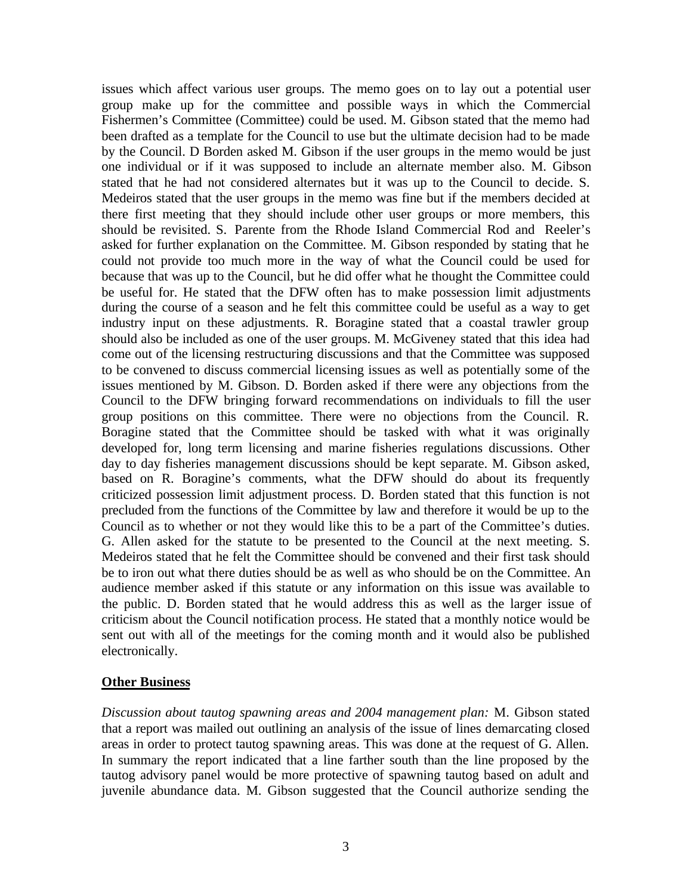issues which affect various user groups. The memo goes on to lay out a potential user group make up for the committee and possible ways in which the Commercial Fishermen's Committee (Committee) could be used. M. Gibson stated that the memo had been drafted as a template for the Council to use but the ultimate decision had to be made by the Council. D Borden asked M. Gibson if the user groups in the memo would be just one individual or if it was supposed to include an alternate member also. M. Gibson stated that he had not considered alternates but it was up to the Council to decide. S. Medeiros stated that the user groups in the memo was fine but if the members decided at there first meeting that they should include other user groups or more members, this should be revisited. S. Parente from the Rhode Island Commercial Rod and Reeler's asked for further explanation on the Committee. M. Gibson responded by stating that he could not provide too much more in the way of what the Council could be used for because that was up to the Council, but he did offer what he thought the Committee could be useful for. He stated that the DFW often has to make possession limit adjustments during the course of a season and he felt this committee could be useful as a way to get industry input on these adjustments. R. Boragine stated that a coastal trawler group should also be included as one of the user groups. M. McGiveney stated that this idea had come out of the licensing restructuring discussions and that the Committee was supposed to be convened to discuss commercial licensing issues as well as potentially some of the issues mentioned by M. Gibson. D. Borden asked if there were any objections from the Council to the DFW bringing forward recommendations on individuals to fill the user group positions on this committee. There were no objections from the Council. R. Boragine stated that the Committee should be tasked with what it was originally developed for, long term licensing and marine fisheries regulations discussions. Other day to day fisheries management discussions should be kept separate. M. Gibson asked, based on R. Boragine's comments, what the DFW should do about its frequently criticized possession limit adjustment process. D. Borden stated that this function is not precluded from the functions of the Committee by law and therefore it would be up to the Council as to whether or not they would like this to be a part of the Committee's duties. G. Allen asked for the statute to be presented to the Council at the next meeting. S. Medeiros stated that he felt the Committee should be convened and their first task should be to iron out what there duties should be as well as who should be on the Committee. An audience member asked if this statute or any information on this issue was available to the public. D. Borden stated that he would address this as well as the larger issue of criticism about the Council notification process. He stated that a monthly notice would be sent out with all of the meetings for the coming month and it would also be published electronically.

**Other Business**

*Discussion about tautog spawning areas and 2004 management plan:* M. Gibson stated that a report was mailed out outlining an analysis of the issue of lines demarcating closed areas in order to protect tautog spawning areas. This was done at the request of G. Allen. In summary the report indicated that a line farther south than the line proposed by the tautog advisory panel would be more protective of spawning tautog based on adult and juvenile abundance data. M. Gibson suggested that the Council authorize sending the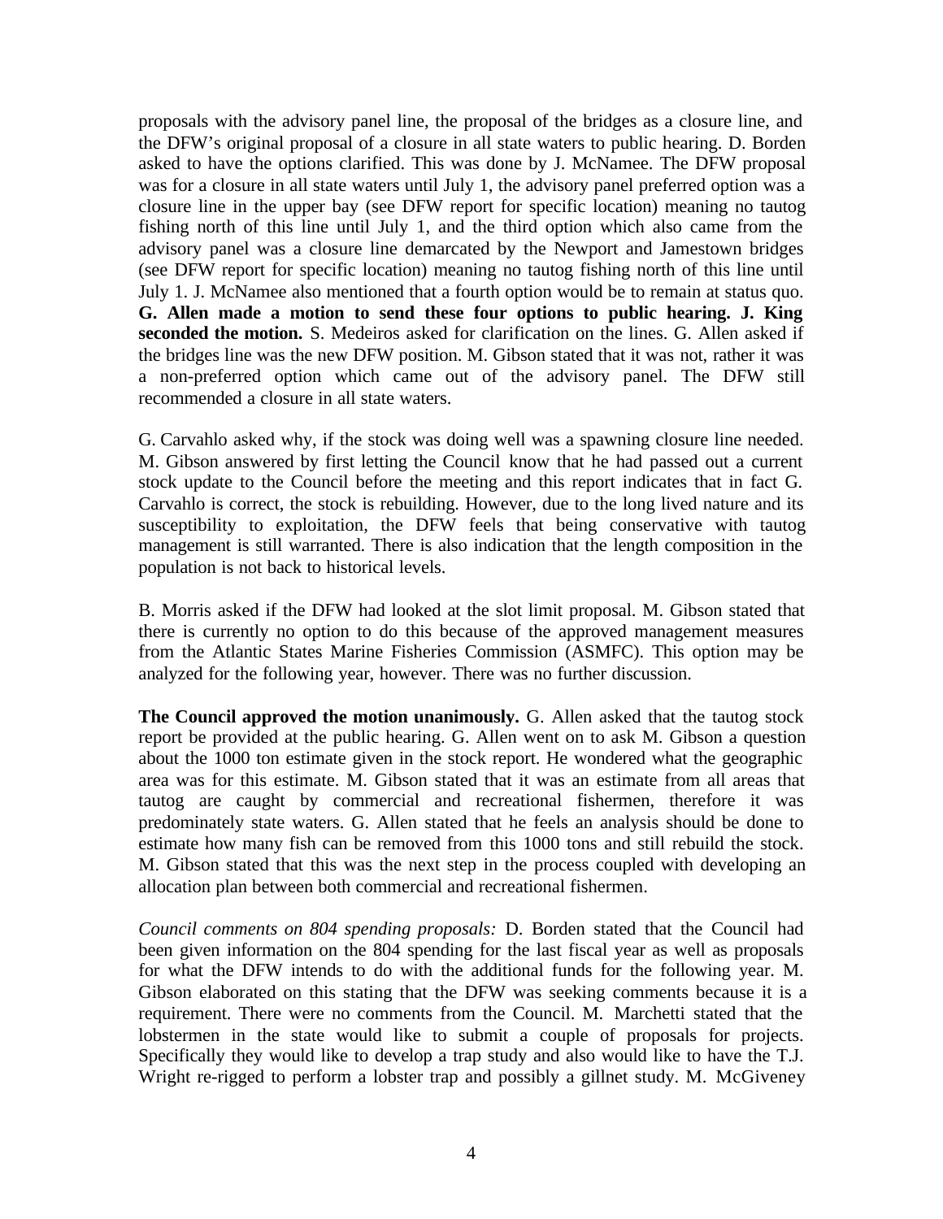proposals with the advisory panel line, the proposal of the bridges as a closure line, and the DFW's original proposal of a closure in all state waters to public hearing. D. Borden asked to have the options clarified. This was done by J. McNamee. The DFW proposal was for a closure in all state waters until July 1, the advisory panel preferred option was a closure line in the upper bay (see DFW report for specific location) meaning no tautog fishing north of this line until July 1, and the third option which also came from the advisory panel was a closure line demarcated by the Newport and Jamestown bridges (see DFW report for specific location) meaning no tautog fishing north of this line until July 1. J. McNamee also mentioned that a fourth option would be to remain at status quo. **G. Allen made a motion to send these four options to public hearing. J. King seconded the motion.** S. Medeiros asked for clarification on the lines. G. Allen asked if the bridges line was the new DFW position. M. Gibson stated that it was not, rather it was a non-preferred option which came out of the advisory panel. The DFW still recommended a closure in all state waters.

G. Carvahlo asked why, if the stock was doing well was a spawning closure line needed. M. Gibson answered by first letting the Council know that he had passed out a current stock update to the Council before the meeting and this report indicates that in fact G. Carvahlo is correct, the stock is rebuilding. However, due to the long lived nature and its susceptibility to exploitation, the DFW feels that being conservative with tautog management is still warranted. There is also indication that the length composition in the population is not back to historical levels.

B. Morris asked if the DFW had looked at the slot limit proposal. M. Gibson stated that there is currently no option to do this because of the approved management measures from the Atlantic States Marine Fisheries Commission (ASMFC). This option may be analyzed for the following year, however. There was no further discussion.

**The Council approved the motion unanimously.** G. Allen asked that the tautog stock report be provided at the public hearing. G. Allen went on to ask M. Gibson a question about the 1000 ton estimate given in the stock report. He wondered what the geographic area was for this estimate. M. Gibson stated that it was an estimate from all areas that tautog are caught by commercial and recreational fishermen, therefore it was predominately state waters. G. Allen stated that he feels an analysis should be done to estimate how many fish can be removed from this 1000 tons and still rebuild the stock. M. Gibson stated that this was the next step in the process coupled with developing an allocation plan between both commercial and recreational fishermen.

*Council comments on 804 spending proposals:* D. Borden stated that the Council had been given information on the 804 spending for the last fiscal year as well as proposals for what the DFW intends to do with the additional funds for the following year. M. Gibson elaborated on this stating that the DFW was seeking comments because it is a requirement. There were no comments from the Council. M. Marchetti stated that the lobstermen in the state would like to submit a couple of proposals for projects. Specifically they would like to develop a trap study and also would like to have the T.J. Wright re-rigged to perform a lobster trap and possibly a gillnet study. M. McGiveney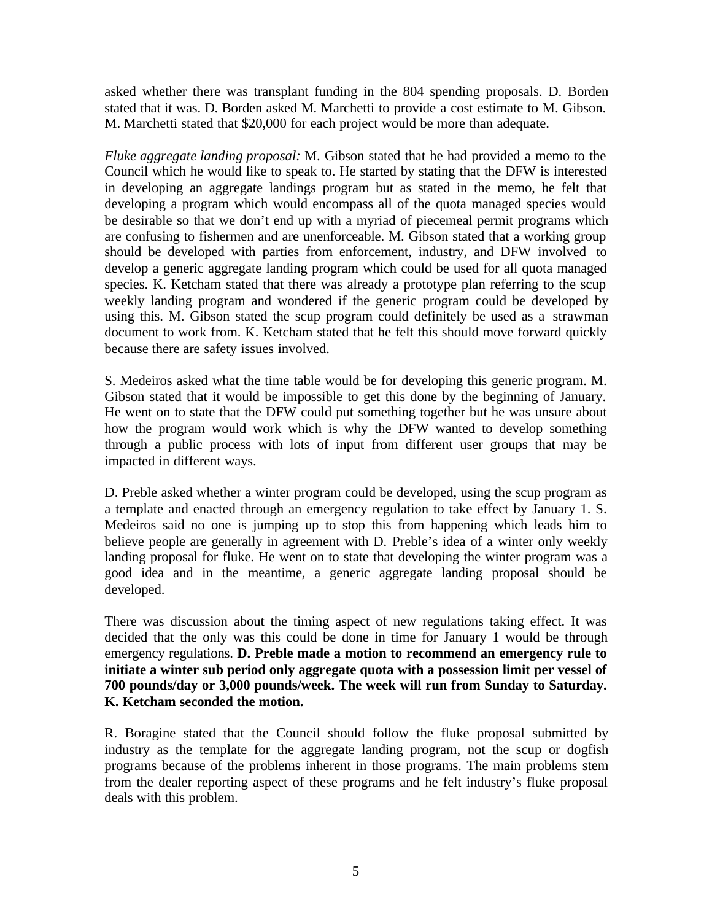asked whether there was transplant funding in the 804 spending proposals. D. Borden stated that it was. D. Borden asked M. Marchetti to provide a cost estimate to M. Gibson. M. Marchetti stated that $20,000 for each project would be more than adequate.

*Fluke aggregate landing proposal:* M. Gibson stated that he had provided a memo to the Council which he would like to speak to. He started by stating that the DFW is interested in developing an aggregate landings program but as stated in the memo, he felt that developing a program which would encompass all of the quota managed species would be desirable so that we don't end up with a myriad of piecemeal permit programs which are confusing to fishermen and are unenforceable. M. Gibson stated that a working group should be developed with parties from enforcement, industry, and DFW involved to develop a generic aggregate landing program which could be used for all quota managed species. K. Ketcham stated that there was already a prototype plan referring to the scup weekly landing program and wondered if the generic program could be developed by using this. M. Gibson stated the scup program could definitely be used as a strawman document to work from. K. Ketcham stated that he felt this should move forward quickly because there are safety issues involved.

S. Medeiros asked what the time table would be for developing this generic program. M. Gibson stated that it would be impossible to get this done by the beginning of January. He went on to state that the DFW could put something together but he was unsure about how the program would work which is why the DFW wanted to develop something through a public process with lots of input from different user groups that may be impacted in different ways.

D. Preble asked whether a winter program could be developed, using the scup program as a template and enacted through an emergency regulation to take effect by January 1. S. Medeiros said no one is jumping up to stop this from happening which leads him to believe people are generally in agreement with D. Preble's idea of a winter only weekly landing proposal for fluke. He went on to state that developing the winter program was a good idea and in the meantime, a generic aggregate landing proposal should be developed.

There was discussion about the timing aspect of new regulations taking effect. It was decided that the only was this could be done in time for January 1 would be through emergency regulations. **D. Preble made a motion to recommend an emergency rule to initiate a winter sub period only aggregate quota with a possession limit per vessel of 700 pounds/day or 3,000 pounds/week. The week will run from Sunday to Saturday. K. Ketcham seconded the motion.**

R. Boragine stated that the Council should follow the fluke proposal submitted by industry as the template for the aggregate landing program, not the scup or dogfish programs because of the problems inherent in those programs. The main problems stem from the dealer reporting aspect of these programs and he felt industry's fluke proposal deals with this problem.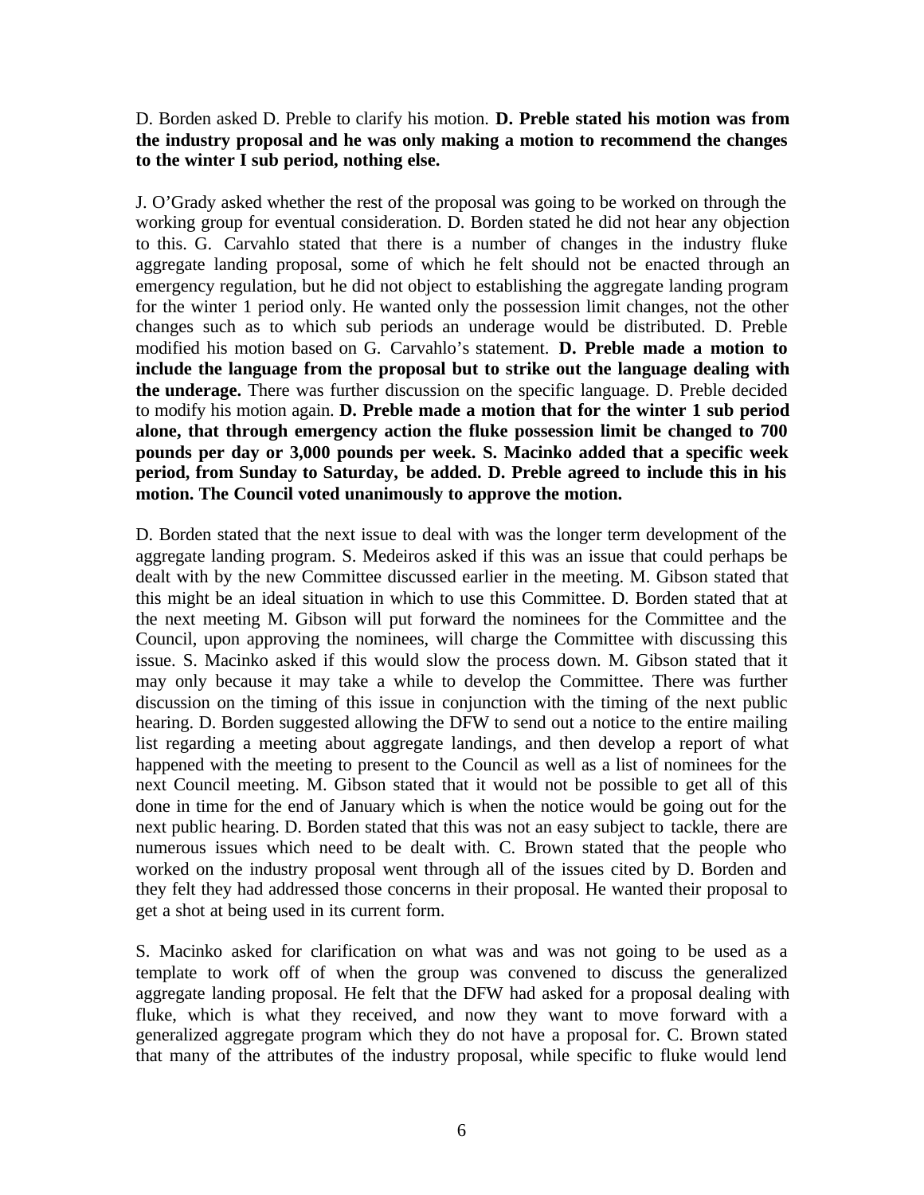D. Borden asked D. Preble to clarify his motion. **D. Preble stated his motion was from the industry proposal and he was only making a motion to recommend the changes to the winter I sub period, nothing else.**

J. O'Grady asked whether the rest of the proposal was going to be worked on through the working group for eventual consideration. D. Borden stated he did not hear any objection to this. G. Carvahlo stated that there is a number of changes in the industry fluke aggregate landing proposal, some of which he felt should not be enacted through an emergency regulation, but he did not object to establishing the aggregate landing program for the winter 1 period only. He wanted only the possession limit changes, not the other changes such as to which sub periods an underage would be distributed. D. Preble modified his motion based on G. Carvahlo's statement. **D. Preble made a motion to include the language from the proposal but to strike out the language dealing with the underage.** There was further discussion on the specific language. D. Preble decided to modify his motion again. **D. Preble made a motion that for the winter 1 sub period alone, that through emergency action the fluke possession limit be changed to 700 pounds per day or 3,000 pounds per week. S. Macinko added that a specific week period, from Sunday to Saturday, be added. D. Preble agreed to include this in his motion. The Council voted unanimously to approve the motion.**

D. Borden stated that the next issue to deal with was the longer term development of the aggregate landing program. S. Medeiros asked if this was an issue that could perhaps be dealt with by the new Committee discussed earlier in the meeting. M. Gibson stated that this might be an ideal situation in which to use this Committee. D. Borden stated that at the next meeting M. Gibson will put forward the nominees for the Committee and the Council, upon approving the nominees, will charge the Committee with discussing this issue. S. Macinko asked if this would slow the process down. M. Gibson stated that it may only because it may take a while to develop the Committee. There was further discussion on the timing of this issue in conjunction with the timing of the next public hearing. D. Borden suggested allowing the DFW to send out a notice to the entire mailing list regarding a meeting about aggregate landings, and then develop a report of what happened with the meeting to present to the Council as well as a list of nominees for the next Council meeting. M. Gibson stated that it would not be possible to get all of this done in time for the end of January which is when the notice would be going out for the next public hearing. D. Borden stated that this was not an easy subject to tackle, there are numerous issues which need to be dealt with. C. Brown stated that the people who worked on the industry proposal went through all of the issues cited by D. Borden and they felt they had addressed those concerns in their proposal. He wanted their proposal to get a shot at being used in its current form.

S. Macinko asked for clarification on what was and was not going to be used as a template to work off of when the group was convened to discuss the generalized aggregate landing proposal. He felt that the DFW had asked for a proposal dealing with fluke, which is what they received, and now they want to move forward with a generalized aggregate program which they do not have a proposal for. C. Brown stated that many of the attributes of the industry proposal, while specific to fluke would lend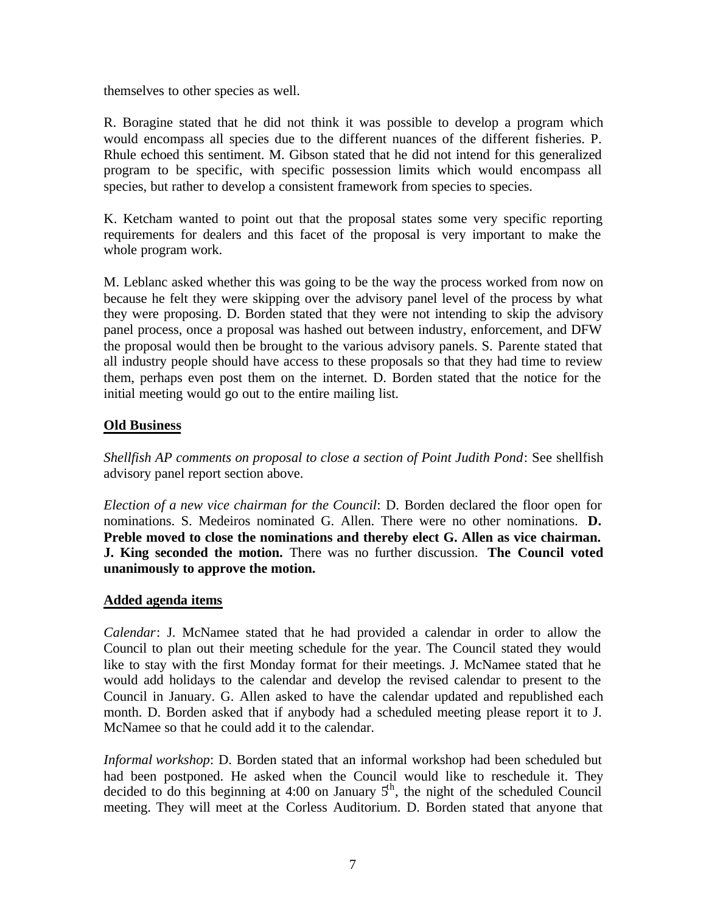themselves to other species as well.

R. Boragine stated that he did not think it was possible to develop a program which would encompass all species due to the different nuances of the different fisheries. P. Rhule echoed this sentiment. M. Gibson stated that he did not intend for this generalized program to be specific, with specific possession limits which would encompass all species, but rather to develop a consistent framework from species to species.

K. Ketcham wanted to point out that the proposal states some very specific reporting requirements for dealers and this facet of the proposal is very important to make the whole program work.

M. Leblanc asked whether this was going to be the way the process worked from now on because he felt they were skipping over the advisory panel level of the process by what they were proposing. D. Borden stated that they were not intending to skip the advisory panel process, once a proposal was hashed out between industry, enforcement, and DFW the proposal would then be brought to the various advisory panels. S. Parente stated that all industry people should have access to these proposals so that they had time to review them, perhaps even post them on the internet. D. Borden stated that the notice for the initial meeting would go out to the entire mailing list.

## **Old Business**

*Shellfish AP comments on proposal to close a section of Point Judith Pond*: See shellfish advisory panel report section above.

*Election of a new vice chairman for the Council*: D. Borden declared the floor open for nominations. S. Medeiros nominated G. Allen. There were no other nominations. **D. Preble moved to close the nominations and thereby elect G. Allen as vice chairman. J. King seconded the motion.** There was no further discussion. **The Council voted unanimously to approve the motion.**

## **Added agenda items**

*Calendar*: J. McNamee stated that he had provided a calendar in order to allow the Council to plan out their meeting schedule for the year. The Council stated they would like to stay with the first Monday format for their meetings. J. McNamee stated that he would add holidays to the calendar and develop the revised calendar to present to the Council in January. G. Allen asked to have the calendar updated and republished each month. D. Borden asked that if anybody had a scheduled meeting please report it to J. McNamee so that he could add it to the calendar.

*Informal workshop*: D. Borden stated that an informal workshop had been scheduled but had been postponed. He asked when the Council would like to reschedule it. They decided to do this beginning at 4:00 on January 5th, the night of the scheduled Council meeting. They will meet at the Corless Auditorium. D. Borden stated that anyone that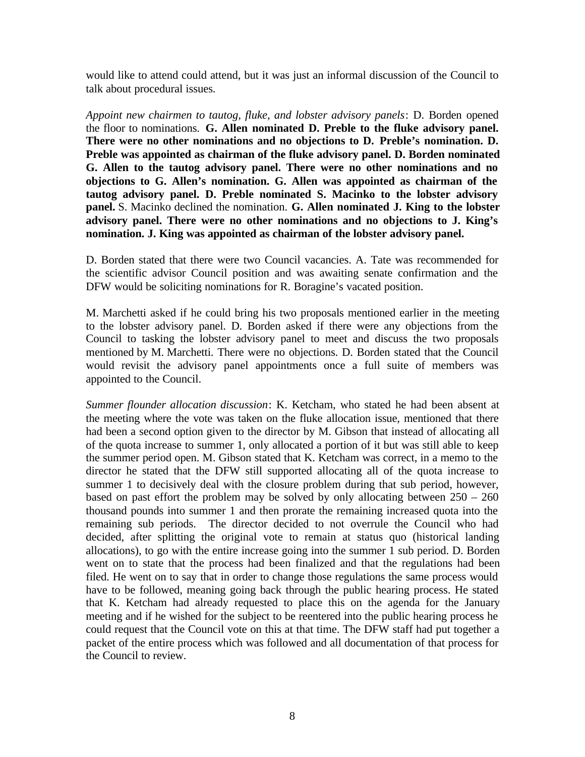would like to attend could attend, but it was just an informal discussion of the Council to talk about procedural issues.

*Appoint new chairmen to tautog, fluke, and lobster advisory panels*: D. Borden opened the floor to nominations. **G. Allen nominated D. Preble to the fluke advisory panel. There were no other nominations and no objections to D. Preble's nomination. D. Preble was appointed as chairman of the fluke advisory panel. D. Borden nominated G. Allen to the tautog advisory panel. There were no other nominations and no objections to G. Allen's nomination. G. Allen was appointed as chairman of the tautog advisory panel. D. Preble nominated S. Macinko to the lobster advisory panel.** S. Macinko declined the nomination. **G. Allen nominated J. King to the lobster advisory panel. There were no other nominations and no objections to J. King's nomination. J. King was appointed as chairman of the lobster advisory panel.**

D. Borden stated that there were two Council vacancies. A. Tate was recommended for the scientific advisor Council position and was awaiting senate confirmation and the DFW would be soliciting nominations for R. Boragine's vacated position.

M. Marchetti asked if he could bring his two proposals mentioned earlier in the meeting to the lobster advisory panel. D. Borden asked if there were any objections from the Council to tasking the lobster advisory panel to meet and discuss the two proposals mentioned by M. Marchetti. There were no objections. D. Borden stated that the Council would revisit the advisory panel appointments once a full suite of members was appointed to the Council.

*Summer flounder allocation discussion*: K. Ketcham, who stated he had been absent at the meeting where the vote was taken on the fluke allocation issue, mentioned that there had been a second option given to the director by M. Gibson that instead of allocating all of the quota increase to summer 1, only allocated a portion of it but was still able to keep the summer period open. M. Gibson stated that K. Ketcham was correct, in a memo to the director he stated that the DFW still supported allocating all of the quota increase to summer 1 to decisively deal with the closure problem during that sub period, however, based on past effort the problem may be solved by only allocating between 250 – 260 thousand pounds into summer 1 and then prorate the remaining increased quota into the remaining sub periods. The director decided to not overrule the Council who had decided, after splitting the original vote to remain at status quo (historical landing allocations), to go with the entire increase going into the summer 1 sub period. D. Borden went on to state that the process had been finalized and that the regulations had been filed. He went on to say that in order to change those regulations the same process would have to be followed, meaning going back through the public hearing process. He stated that K. Ketcham had already requested to place this on the agenda for the January meeting and if he wished for the subject to be reentered into the public hearing process he could request that the Council vote on this at that time. The DFW staff had put together a packet of the entire process which was followed and all documentation of that process for the Council to review.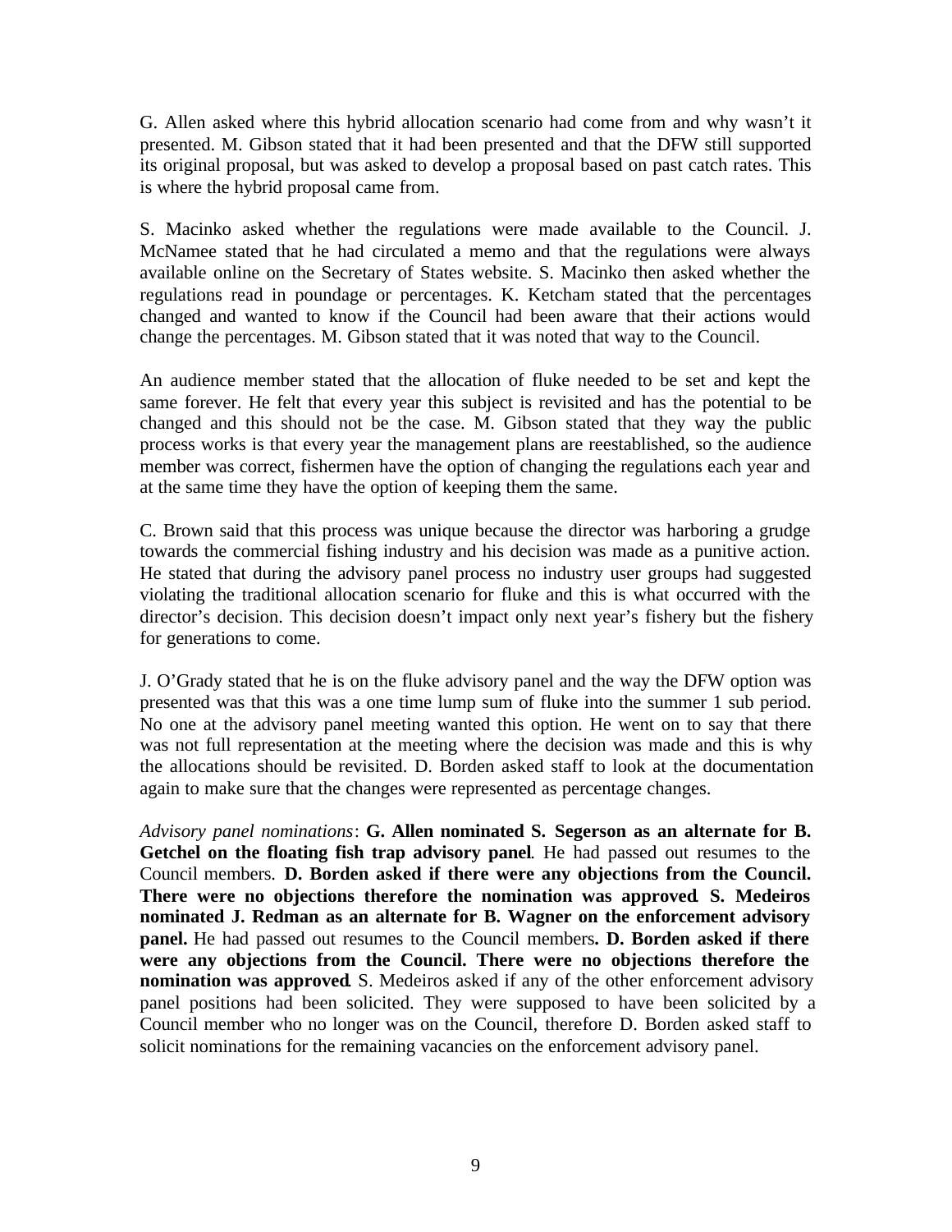G. Allen asked where this hybrid allocation scenario had come from and why wasn't it presented. M. Gibson stated that it had been presented and that the DFW still supported its original proposal, but was asked to develop a proposal based on past catch rates. This is where the hybrid proposal came from.

S. Macinko asked whether the regulations were made available to the Council. J. McNamee stated that he had circulated a memo and that the regulations were always available online on the Secretary of States website. S. Macinko then asked whether the regulations read in poundage or percentages. K. Ketcham stated that the percentages changed and wanted to know if the Council had been aware that their actions would change the percentages. M. Gibson stated that it was noted that way to the Council.

An audience member stated that the allocation of fluke needed to be set and kept the same forever. He felt that every year this subject is revisited and has the potential to be changed and this should not be the case. M. Gibson stated that they way the public process works is that every year the management plans are reestablished, so the audience member was correct, fishermen have the option of changing the regulations each year and at the same time they have the option of keeping them the same.

C. Brown said that this process was unique because the director was harboring a grudge towards the commercial fishing industry and his decision was made as a punitive action. He stated that during the advisory panel process no industry user groups had suggested violating the traditional allocation scenario for fluke and this is what occurred with the director's decision. This decision doesn't impact only next year's fishery but the fishery for generations to come.

J. O'Grady stated that he is on the fluke advisory panel and the way the DFW option was presented was that this was a one time lump sum of fluke into the summer 1 sub period. No one at the advisory panel meeting wanted this option. He went on to say that there was not full representation at the meeting where the decision was made and this is why the allocations should be revisited. D. Borden asked staff to look at the documentation again to make sure that the changes were represented as percentage changes.

*Advisory panel nominations*: **G. Allen nominated S. Segerson as an alternate for B. Getchel on the floating fish trap advisory panel**. He had passed out resumes to the Council members. **D. Borden asked if there were any objections from the Council. There were no objections therefore the nomination was approved**. **S. Medeiros nominated J. Redman as an alternate for B. Wagner on the enforcement advisory panel.** He had passed out resumes to the Council members**. D. Borden asked if there were any objections from the Council. There were no objections therefore the nomination was approved**. S. Medeiros asked if any of the other enforcement advisory panel positions had been solicited. They were supposed to have been solicited by a Council member who no longer was on the Council, therefore D. Borden asked staff to solicit nominations for the remaining vacancies on the enforcement advisory panel.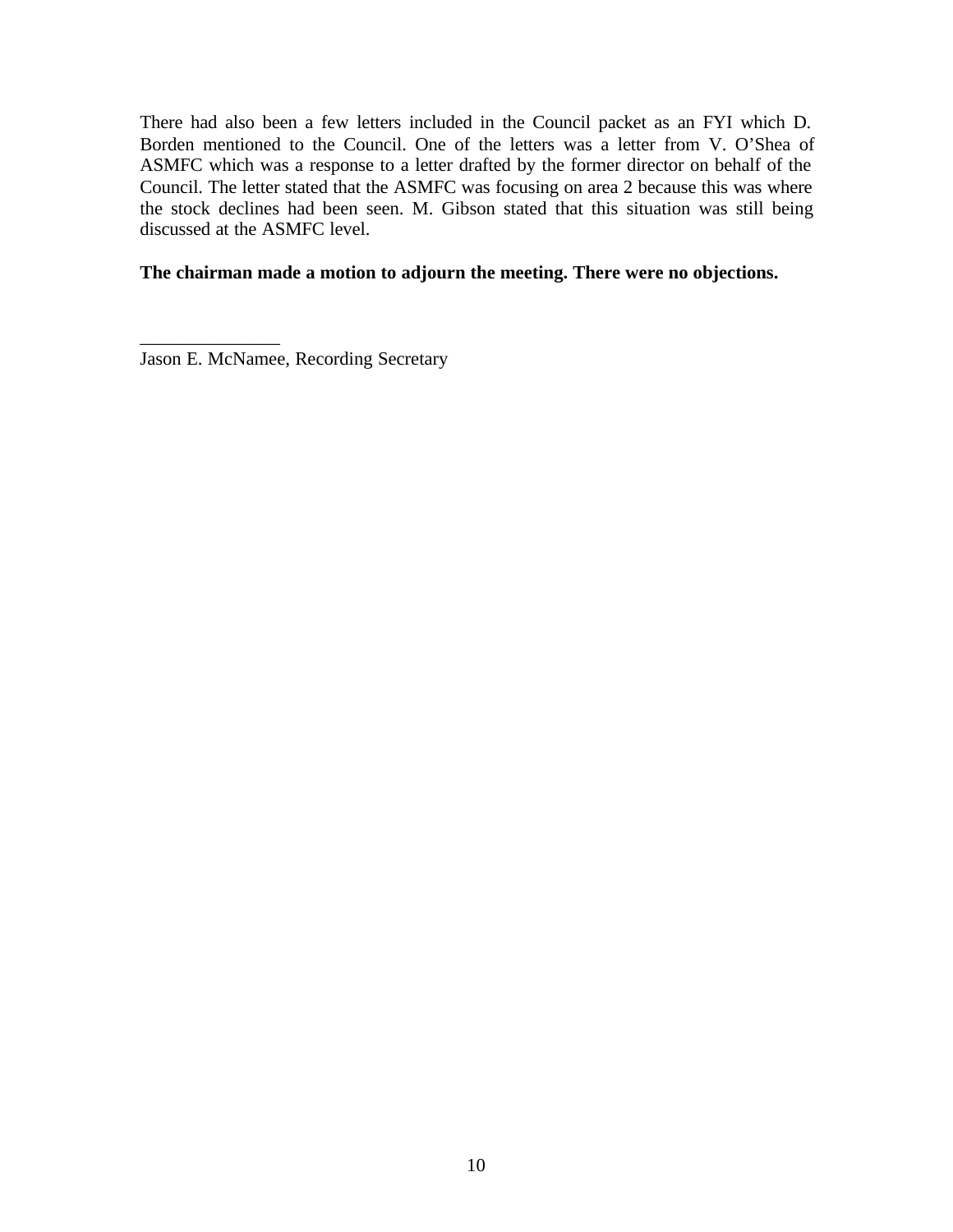There had also been a few letters included in the Council packet as an FYI which D. Borden mentioned to the Council. One of the letters was a letter from V. O'Shea of ASMFC which was a response to a letter drafted by the former director on behalf of the Council. The letter stated that the ASMFC was focusing on area 2 because this was where the stock declines had been seen. M. Gibson stated that this situation was still being discussed at the ASMFC level.

**The chairman made a motion to adjourn the meeting. There were no objections.**

_______________
Jason E. McNamee, Recording Secretary